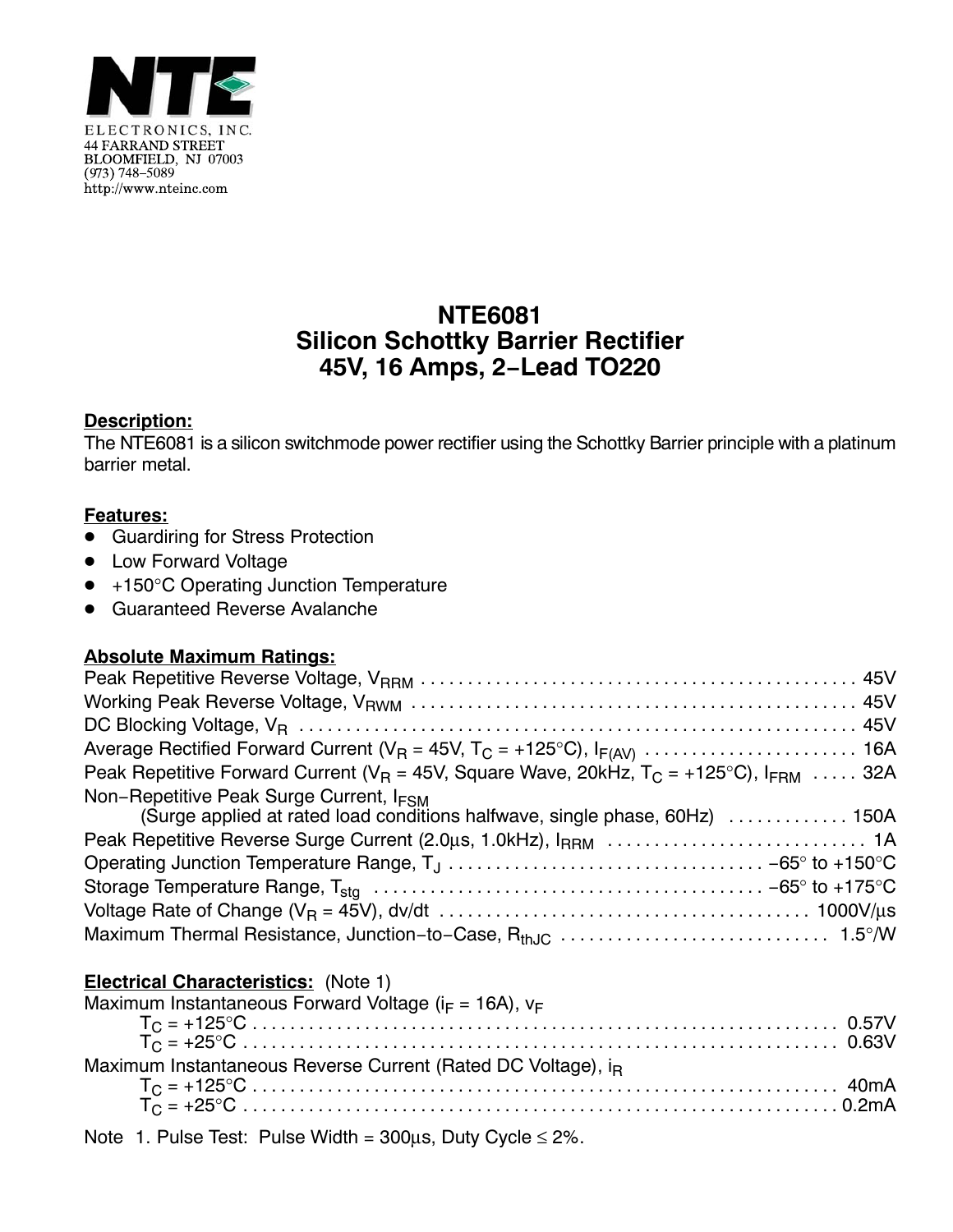NTE

ELECTRONICS, INC.
44 FARRAND STREET
BLOOMFIELD, NJ 07003
(973) 748–5089
http://www.nteinc.com

# NTE6081
# Silicon Schottky Barrier Rectifier
# 45V, 16 Amps, 2–Lead TO220

**Description:**

The NTE6081 is a silicon switchmode power rectifier using the Schottky Barrier principle with a platinum barrier metal.

**Features:**

- Guardiring for Stress Protection
- Low Forward Voltage
- +150°C Operating Junction Temperature
- Guaranteed Reverse Avalanche

**Absolute Maximum Ratings:**

Peak Repetitive Reverse Voltage, $V_{RRM}$ . . . 45V
Working Peak Reverse Voltage, $V_{RWM}$ . . . 45V
DC Blocking Voltage, $V_R$ . . . 45V
Average Rectified Forward Current ($V_R$ = 45V, $T_C$ = +125°C), $I_{F(AV)}$ . . . 16A
Peak Repetitive Forward Current ($V_R$ = 45V, Square Wave, 20kHz, $T_C$ = +125°C), $I_{FRM}$ . . . 32A
Non–Repetitive Peak Surge Current, $I_{FSM}$
 (Surge applied at rated load conditions halfwave, single phase, 60Hz) . . . 150A
Peak Repetitive Reverse Surge Current (2.0μs, 1.0kHz), $I_{RRM}$ . . . 1A
Operating Junction Temperature Range, $T_J$ . . . –65° to +150°C
Storage Temperature Range, $T_{stg}$ . . . –65° to +175°C
Voltage Rate of Change ($V_R$ = 45V), dv/dt . . . 1000V/μs
Maximum Thermal Resistance, Junction–to–Case, $R_{thJC}$ . . . 1.5°/W

**Electrical Characteristics:** (Note 1)

Maximum Instantaneous Forward Voltage ($i_F$ = 16A), $v_F$
 $T_C$ = +125°C . . . 0.57V
 $T_C$ = +25°C . . . 0.63V
Maximum Instantaneous Reverse Current (Rated DC Voltage), $i_R$
 $T_C$ = +125°C . . . 40mA
 $T_C$ = +25°C . . . 0.2mA

Note 1. Pulse Test: Pulse Width = 300μs, Duty Cycle ≤ 2%.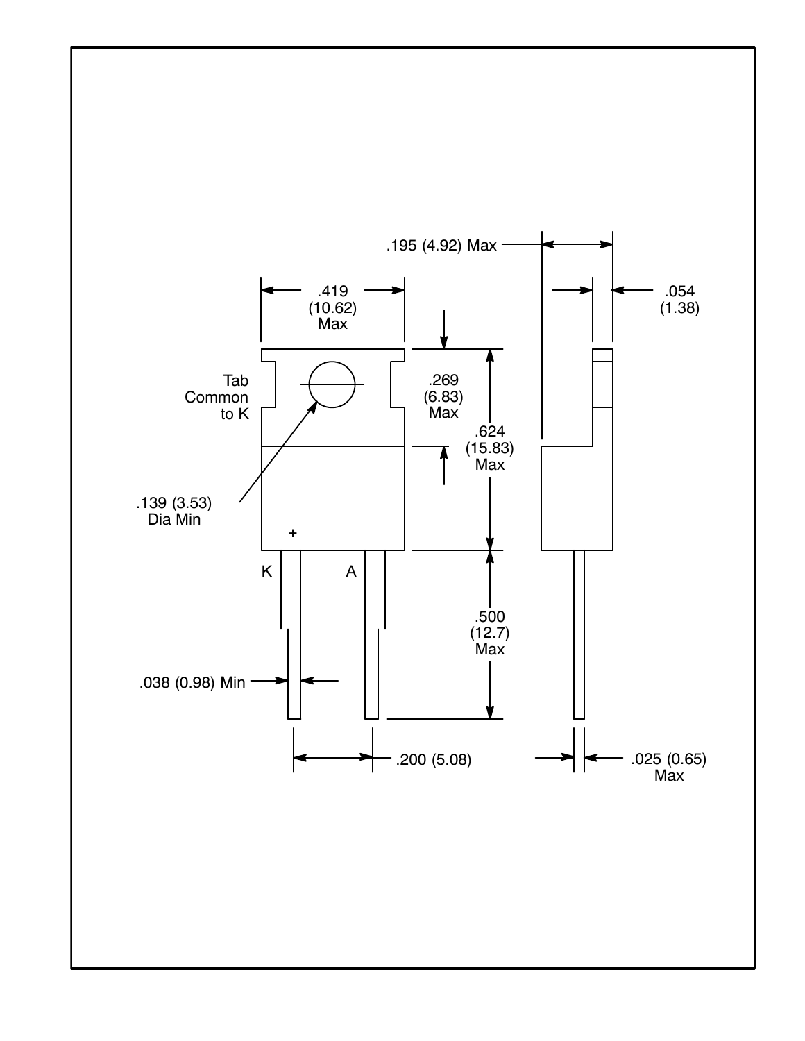.195 (4.92) Max

.419
(10.62)
Max

.054
(1.38)

Tab
Common
to K

.269
(6.83)
Max

.624
(15.83)
Max

.139 (3.53)
Dia Min

+

K

A

.500
(12.7)
Max

.038 (0.98) Min

.200 (5.08)

.025 (0.65)
Max